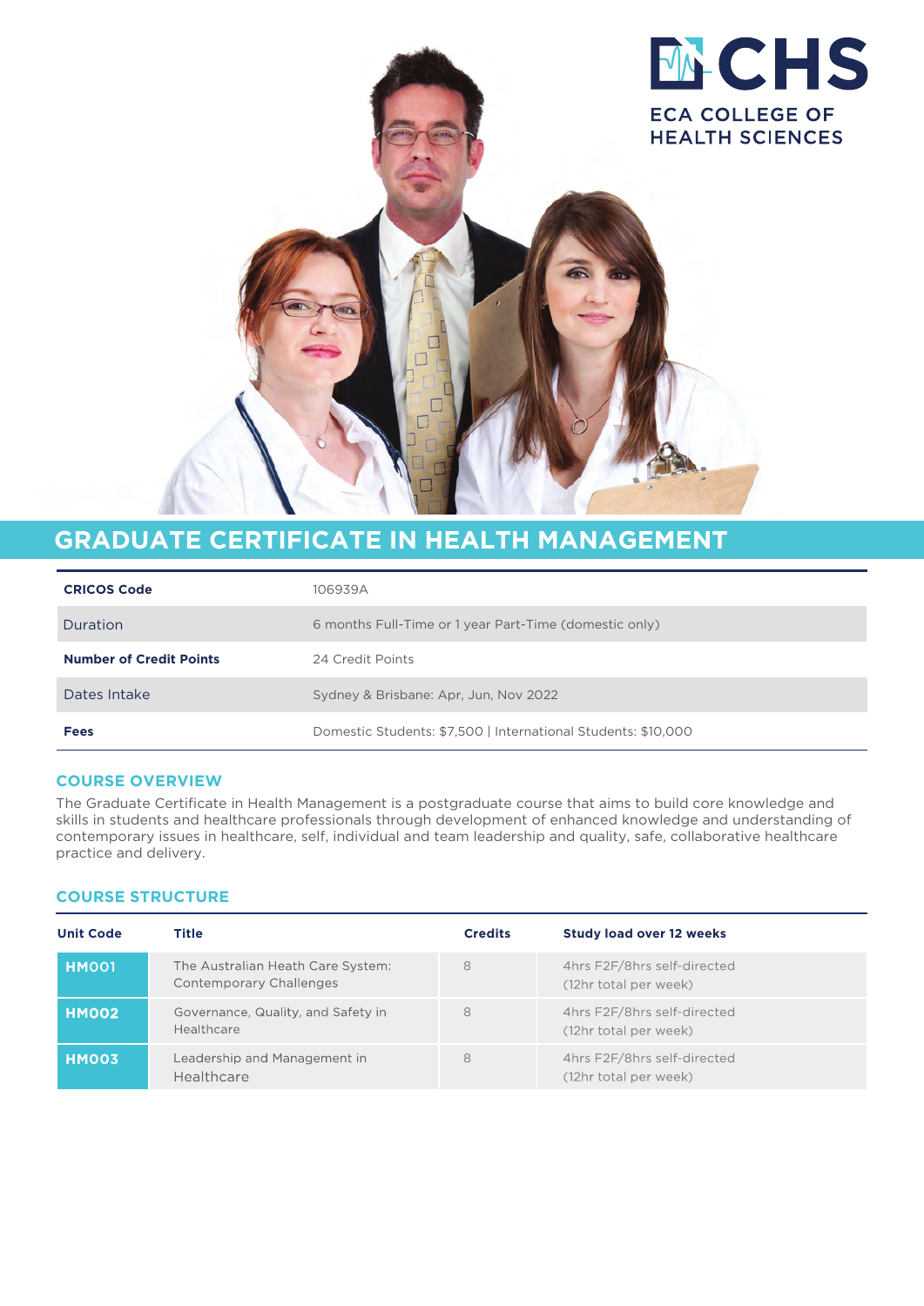ECA COLLEGE OF HEALTH SCIENCES

# GRADUATE CERTIFICATE IN HEALTH MANAGEMENT

| | |
|---|---|
| **CRICOS Code** | 106939A |
| Duration | 6 months Full-Time or 1 year Part-Time (domestic only) |
| **Number of Credit Points** | 24 Credit Points |
| Dates Intake | Sydney & Brisbane: Apr, Jun, Nov 2022 |
| **Fees** | Domestic Students: $7,500 \| International Students: $10,000 |

## COURSE OVERVIEW

The Graduate Certificate in Health Management is a postgraduate course that aims to build core knowledge and skills in students and healthcare professionals through development of enhanced knowledge and understanding of contemporary issues in healthcare, self, individual and team leadership and quality, safe, collaborative healthcare practice and delivery.

## COURSE STRUCTURE

| Unit Code | Title | Credits | Study load over 12 weeks |
|---|---|---|---|
| **HM001** | The Australian Heath Care System: Contemporary Challenges | 8 | 4hrs F2F/8hrs self-directed (12hr total per week) |
| **HM002** | Governance, Quality, and Safety in Healthcare | 8 | 4hrs F2F/8hrs self-directed (12hr total per week) |
| **HM003** | Leadership and Management in Healthcare | 8 | 4hrs F2F/8hrs self-directed (12hr total per week) |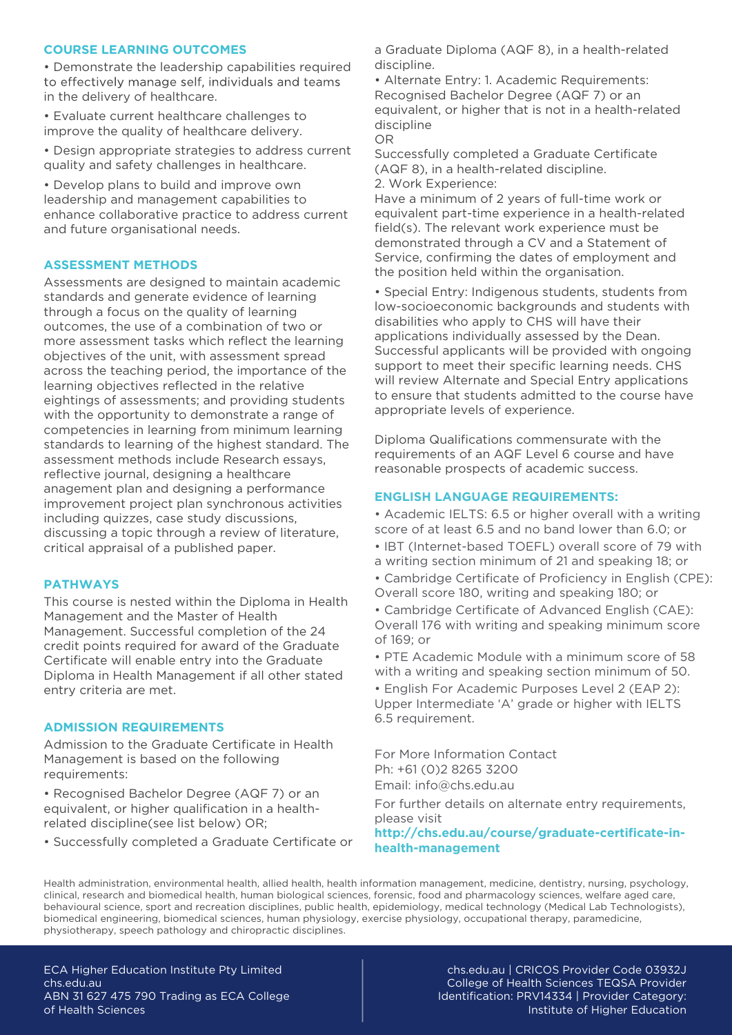## COURSE LEARNING OUTCOMES

- Demonstrate the leadership capabilities required to effectively manage self, individuals and teams in the delivery of healthcare.
- Evaluate current healthcare challenges to improve the quality of healthcare delivery.
- Design appropriate strategies to address current quality and safety challenges in healthcare.
- Develop plans to build and improve own leadership and management capabilities to enhance collaborative practice to address current and future organisational needs.

## ASSESSMENT METHODS

Assessments are designed to maintain academic standards and generate evidence of learning through a focus on the quality of learning outcomes, the use of a combination of two or more assessment tasks which reflect the learning objectives of the unit, with assessment spread across the teaching period, the importance of the learning objectives reflected in the relative eightings of assessments; and providing students with the opportunity to demonstrate a range of competencies in learning from minimum learning standards to learning of the highest standard. The assessment methods include Research essays, reflective journal, designing a healthcare anagement plan and designing a performance improvement project plan synchronous activities including quizzes, case study discussions, discussing a topic through a review of literature, critical appraisal of a published paper.

## PATHWAYS

This course is nested within the Diploma in Health Management and the Master of Health Management. Successful completion of the 24 credit points required for award of the Graduate Certificate will enable entry into the Graduate Diploma in Health Management if all other stated entry criteria are met.

## ADMISSION REQUIREMENTS

Admission to the Graduate Certificate in Health Management is based on the following requirements:

- Recognised Bachelor Degree (AQF 7) or an equivalent, or higher qualification in a health-related discipline(see list below) OR;
- Successfully completed a Graduate Certificate or a Graduate Diploma (AQF 8), in a health-related discipline.
- Alternate Entry: 1. Academic Requirements: Recognised Bachelor Degree (AQF 7) or an equivalent, or higher that is not in a health-related discipline
  OR
  Successfully completed a Graduate Certificate (AQF 8), in a health-related discipline.
  2. Work Experience:
  Have a minimum of 2 years of full-time work or equivalent part-time experience in a health-related field(s). The relevant work experience must be demonstrated through a CV and a Statement of Service, confirming the dates of employment and the position held within the organisation.
- Special Entry: Indigenous students, students from low-socioeconomic backgrounds and students with disabilities who apply to CHS will have their applications individually assessed by the Dean. Successful applicants will be provided with ongoing support to meet their specific learning needs. CHS will review Alternate and Special Entry applications to ensure that students admitted to the course have appropriate levels of experience.

Diploma Qualifications commensurate with the requirements of an AQF Level 6 course and have reasonable prospects of academic success.

## ENGLISH LANGUAGE REQUIREMENTS:

- Academic IELTS: 6.5 or higher overall with a writing score of at least 6.5 and no band lower than 6.0; or
- IBT (Internet-based TOEFL) overall score of 79 with a writing section minimum of 21 and speaking 18; or
- Cambridge Certificate of Proficiency in English (CPE): Overall score 180, writing and speaking 180; or
- Cambridge Certificate of Advanced English (CAE): Overall 176 with writing and speaking minimum score of 169; or
- PTE Academic Module with a minimum score of 58 with a writing and speaking section minimum of 50.
- English For Academic Purposes Level 2 (EAP 2): Upper Intermediate 'A' grade or higher with IELTS 6.5 requirement.

For More Information Contact
Ph: +61 (0)2 8265 3200
Email: info@chs.edu.au

For further details on alternate entry requirements, please visit
**http://chs.edu.au/course/graduate-certificate-in-health-management**

Health administration, environmental health, allied health, health information management, medicine, dentistry, nursing, psychology, clinical, research and biomedical health, human biological sciences, forensic, food and pharmacology sciences, welfare aged care, behavioural science, sport and recreation disciplines, public health, epidemiology, medical technology (Medical Lab Technologists), biomedical engineering, biomedical sciences, human physiology, exercise physiology, occupational therapy, paramedicine, physiotherapy, speech pathology and chiropractic disciplines.

ECA Higher Education Institute Pty Limited
chs.edu.au
ABN 31 627 475 790 Trading as ECA College of Health Sciences

chs.edu.au | CRICOS Provider Code 03932J
College of Health Sciences TEQSA Provider Identification: PRV14334 | Provider Category: Institute of Higher Education